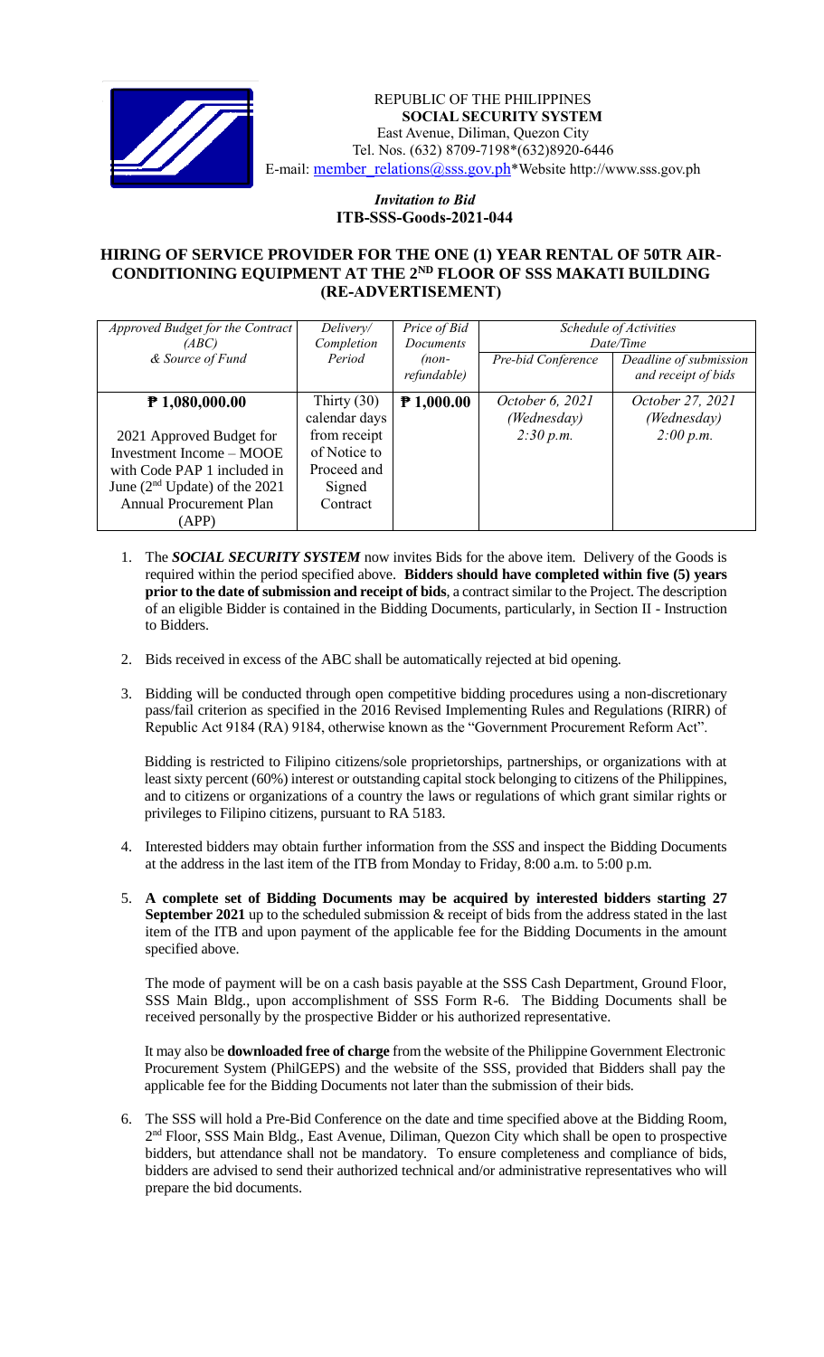REPUBLIC OF THE PHILIPPINES
**SOCIAL SECURITY SYSTEM**
East Avenue, Diliman, Quezon City
Tel. Nos. (632) 8709-7198*(632)8920-6446
E-mail: member_relations@sss.gov.ph*Website http://www.sss.gov.ph

*Invitation to Bid*
**ITB-SSS-Goods-2021-044**

## HIRING OF SERVICE PROVIDER FOR THE ONE (1) YEAR RENTAL OF 50TR AIR-CONDITIONING EQUIPMENT AT THE 2ND FLOOR OF SSS MAKATI BUILDING (RE-ADVERTISEMENT)

| *Approved Budget for the Contract (ABC) & Source of Fund* | *Delivery/ Completion Period* | *Price of Bid Documents (non-refundable)* | *Schedule of Activities Date/Time* | |
|---|---|---|---|---|
| | | | *Pre-bid Conference* | *Deadline of submission and receipt of bids* |
| **₱ 1,080,000.00**<br><br>2021 Approved Budget for Investment Income – MOOE with Code PAP 1 included in June (2nd Update) of the 2021 Annual Procurement Plan (APP) | Thirty (30) calendar days from receipt of Notice to Proceed and Signed Contract | **₱ 1,000.00** | *October 6, 2021 (Wednesday) 2:30 p.m.* | *October 27, 2021 (Wednesday) 2:00 p.m.* |

1. The ***SOCIAL SECURITY SYSTEM*** now invites Bids for the above item. Delivery of the Goods is required within the period specified above. **Bidders should have completed within five (5) years prior to the date of submission and receipt of bids**, a contract similar to the Project. The description of an eligible Bidder is contained in the Bidding Documents, particularly, in Section II - Instruction to Bidders.

2. Bids received in excess of the ABC shall be automatically rejected at bid opening.

3. Bidding will be conducted through open competitive bidding procedures using a non-discretionary pass/fail criterion as specified in the 2016 Revised Implementing Rules and Regulations (RIRR) of Republic Act 9184 (RA) 9184, otherwise known as the "Government Procurement Reform Act".

   Bidding is restricted to Filipino citizens/sole proprietorships, partnerships, or organizations with at least sixty percent (60%) interest or outstanding capital stock belonging to citizens of the Philippines, and to citizens or organizations of a country the laws or regulations of which grant similar rights or privileges to Filipino citizens, pursuant to RA 5183.

4. Interested bidders may obtain further information from the *SSS* and inspect the Bidding Documents at the address in the last item of the ITB from Monday to Friday, 8:00 a.m. to 5:00 p.m.

5. **A complete set of Bidding Documents may be acquired by interested bidders starting 27 September 2021** up to the scheduled submission & receipt of bids from the address stated in the last item of the ITB and upon payment of the applicable fee for the Bidding Documents in the amount specified above.

   The mode of payment will be on a cash basis payable at the SSS Cash Department, Ground Floor, SSS Main Bldg., upon accomplishment of SSS Form R-6. The Bidding Documents shall be received personally by the prospective Bidder or his authorized representative.

   It may also be **downloaded free of charge** from the website of the Philippine Government Electronic Procurement System (PhilGEPS) and the website of the SSS, provided that Bidders shall pay the applicable fee for the Bidding Documents not later than the submission of their bids.

6. The SSS will hold a Pre-Bid Conference on the date and time specified above at the Bidding Room, 2nd Floor, SSS Main Bldg., East Avenue, Diliman, Quezon City which shall be open to prospective bidders, but attendance shall not be mandatory. To ensure completeness and compliance of bids, bidders are advised to send their authorized technical and/or administrative representatives who will prepare the bid documents.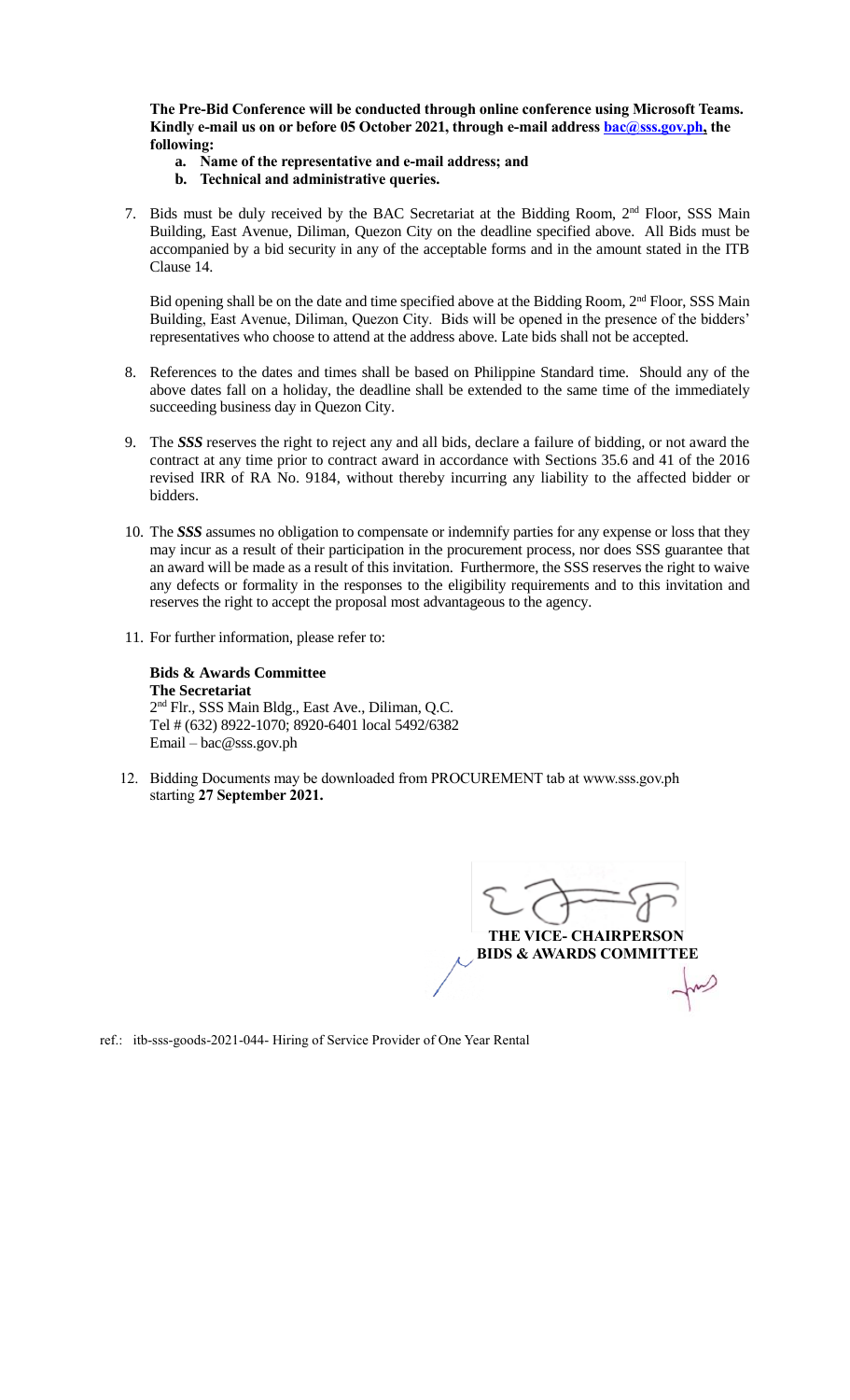**The Pre-Bid Conference will be conducted through online conference using Microsoft Teams. Kindly e-mail us on or before 05 October 2021, through e-mail address bac@sss.gov.ph, the following:**

- **a. Name of the representative and e-mail address; and**
- **b. Technical and administrative queries.**

7. Bids must be duly received by the BAC Secretariat at the Bidding Room, 2nd Floor, SSS Main Building, East Avenue, Diliman, Quezon City on the deadline specified above. All Bids must be accompanied by a bid security in any of the acceptable forms and in the amount stated in the ITB Clause 14.

   Bid opening shall be on the date and time specified above at the Bidding Room, 2nd Floor, SSS Main Building, East Avenue, Diliman, Quezon City. Bids will be opened in the presence of the bidders' representatives who choose to attend at the address above. Late bids shall not be accepted.

8. References to the dates and times shall be based on Philippine Standard time. Should any of the above dates fall on a holiday, the deadline shall be extended to the same time of the immediately succeeding business day in Quezon City.

9. The ***SSS*** reserves the right to reject any and all bids, declare a failure of bidding, or not award the contract at any time prior to contract award in accordance with Sections 35.6 and 41 of the 2016 revised IRR of RA No. 9184, without thereby incurring any liability to the affected bidder or bidders.

10. The ***SSS*** assumes no obligation to compensate or indemnify parties for any expense or loss that they may incur as a result of their participation in the procurement process, nor does SSS guarantee that an award will be made as a result of this invitation. Furthermore, the SSS reserves the right to waive any defects or formality in the responses to the eligibility requirements and to this invitation and reserves the right to accept the proposal most advantageous to the agency.

11. For further information, please refer to:

    **Bids & Awards Committee**
    **The Secretariat**
    2nd Flr., SSS Main Bldg., East Ave., Diliman, Q.C.
    Tel # (632) 8922-1070; 8920-6401 local 5492/6382
    Email – bac@sss.gov.ph

12. Bidding Documents may be downloaded from PROCUREMENT tab at www.sss.gov.ph starting **27 September 2021.**

**THE VICE- CHAIRPERSON**
**BIDS & AWARDS COMMITTEE**

ref.: itb-sss-goods-2021-044- Hiring of Service Provider of One Year Rental